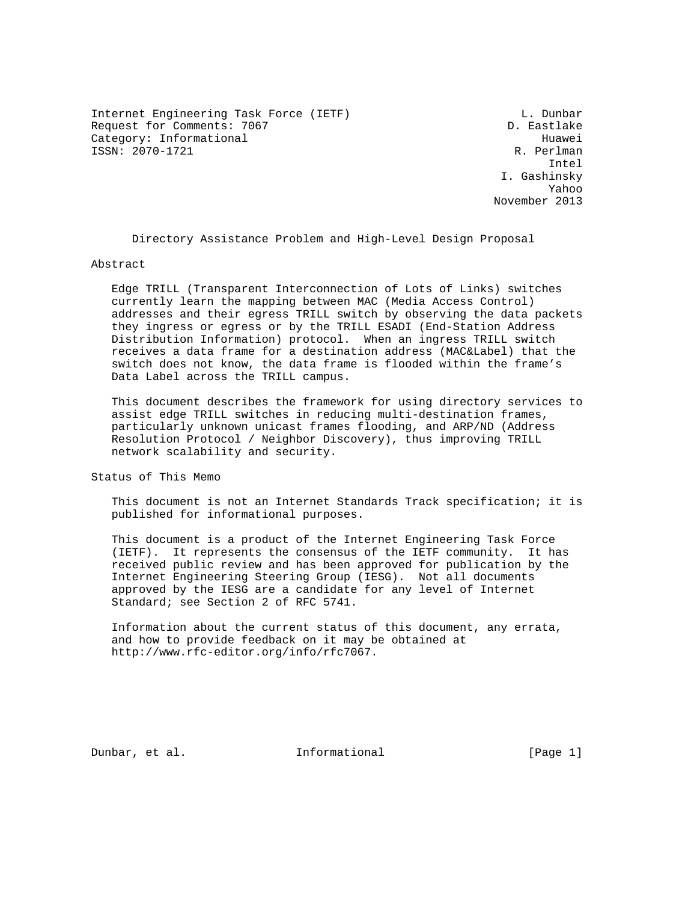Internet Engineering Task Force (IETF)  
Request for Comments: 7067  
Category: Informational  
ISSN: 2070-1721

L. Dunbar  
D. Eastlake  
Huawei  
R. Perlman  
Intel  
I. Gashinsky  
Yahoo  
November 2013

# Directory Assistance Problem and High-Level Design Proposal

## Abstract

Edge TRILL (Transparent Interconnection of Lots of Links) switches currently learn the mapping between MAC (Media Access Control) addresses and their egress TRILL switch by observing the data packets they ingress or egress or by the TRILL ESADI (End-Station Address Distribution Information) protocol. When an ingress TRILL switch receives a data frame for a destination address (MAC&Label) that the switch does not know, the data frame is flooded within the frame's Data Label across the TRILL campus.

This document describes the framework for using directory services to assist edge TRILL switches in reducing multi-destination frames, particularly unknown unicast frames flooding, and ARP/ND (Address Resolution Protocol / Neighbor Discovery), thus improving TRILL network scalability and security.

## Status of This Memo

This document is not an Internet Standards Track specification; it is published for informational purposes.

This document is a product of the Internet Engineering Task Force (IETF). It represents the consensus of the IETF community. It has received public review and has been approved for publication by the Internet Engineering Steering Group (IESG). Not all documents approved by the IESG are a candidate for any level of Internet Standard; see Section 2 of RFC 5741.

Information about the current status of this document, any errata, and how to provide feedback on it may be obtained at http://www.rfc-editor.org/info/rfc7067.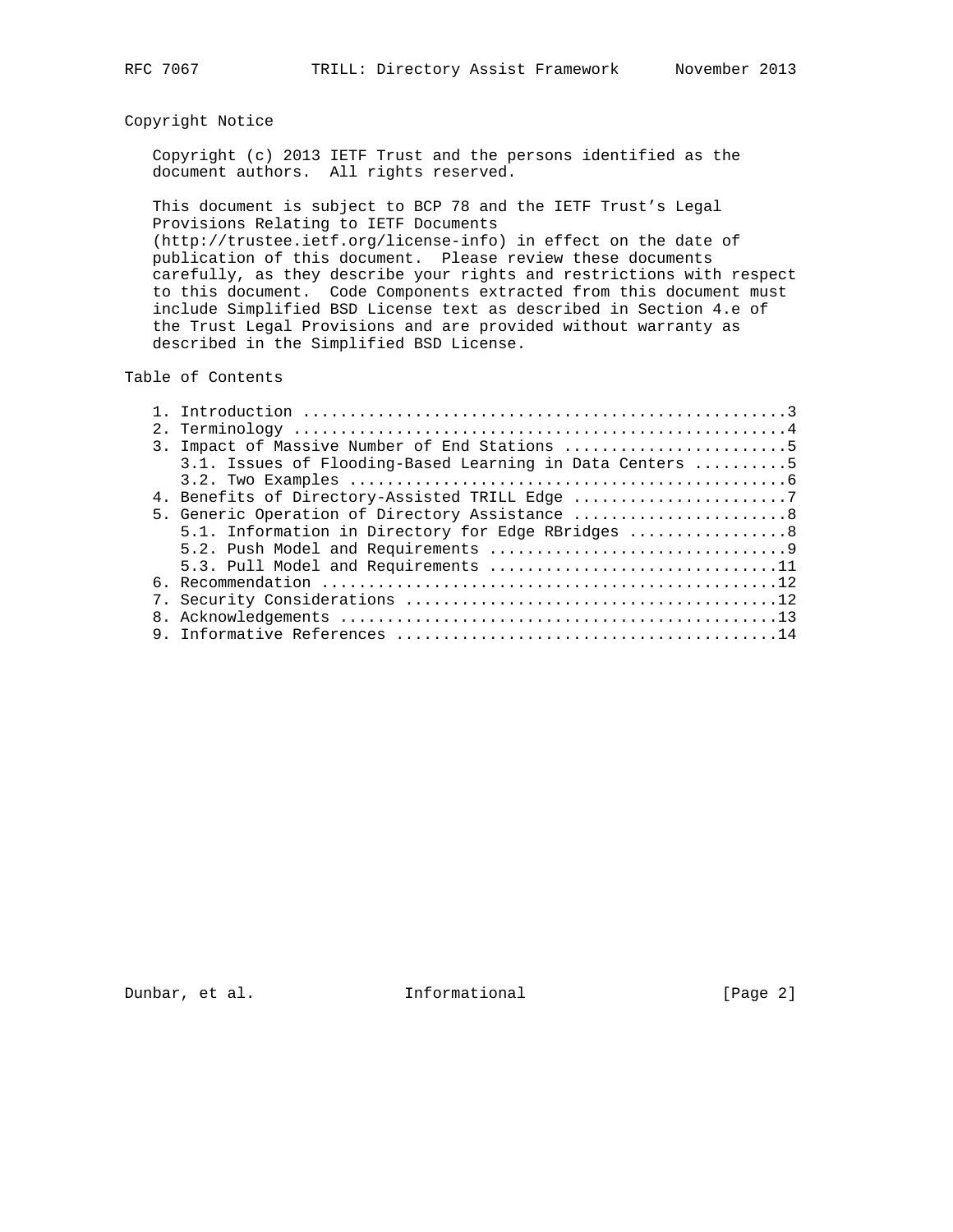## Copyright Notice

Copyright (c) 2013 IETF Trust and the persons identified as the document authors. All rights reserved.

This document is subject to BCP 78 and the IETF Trust's Legal Provisions Relating to IETF Documents (http://trustee.ietf.org/license-info) in effect on the date of publication of this document. Please review these documents carefully, as they describe your rights and restrictions with respect to this document. Code Components extracted from this document must include Simplified BSD License text as described in Section 4.e of the Trust Legal Provisions and are provided without warranty as described in the Simplified BSD License.

## Table of Contents

```
   1. Introduction ....................................................3
   2. Terminology .....................................................4
   3. Impact of Massive Number of End Stations ........................5
      3.1. Issues of Flooding-Based Learning in Data Centers ..........5
      3.2. Two Examples ...............................................6
   4. Benefits of Directory-Assisted TRILL Edge .......................7
   5. Generic Operation of Directory Assistance .......................8
      5.1. Information in Directory for Edge RBridges .................8
      5.2. Push Model and Requirements ................................9
      5.3. Pull Model and Requirements ...............................11
   6. Recommendation .................................................12
   7. Security Considerations ........................................12
   8. Acknowledgements ...............................................13
   9. Informative References .........................................14
```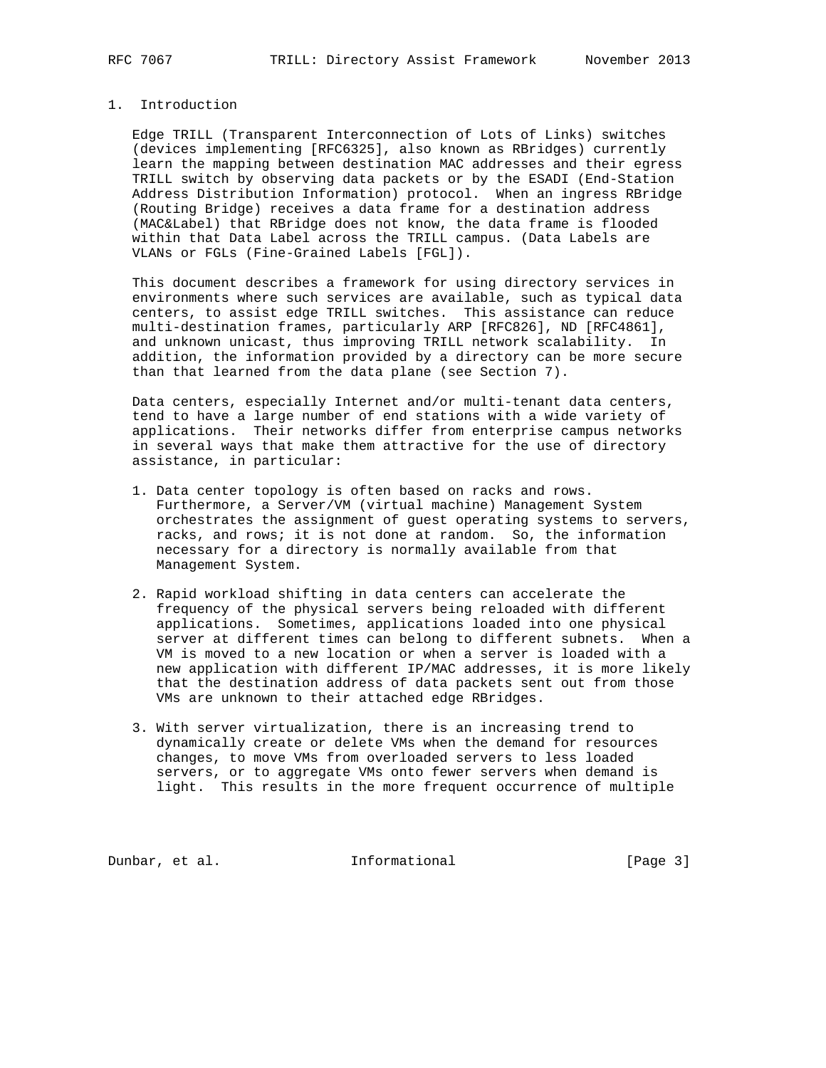# 1. Introduction

Edge TRILL (Transparent Interconnection of Lots of Links) switches (devices implementing [RFC6325], also known as RBridges) currently learn the mapping between destination MAC addresses and their egress TRILL switch by observing data packets or by the ESADI (End-Station Address Distribution Information) protocol. When an ingress RBridge (Routing Bridge) receives a data frame for a destination address (MAC&Label) that RBridge does not know, the data frame is flooded within that Data Label across the TRILL campus. (Data Labels are VLANs or FGLs (Fine-Grained Labels [FGL]).

This document describes a framework for using directory services in environments where such services are available, such as typical data centers, to assist edge TRILL switches. This assistance can reduce multi-destination frames, particularly ARP [RFC826], ND [RFC4861], and unknown unicast, thus improving TRILL network scalability. In addition, the information provided by a directory can be more secure than that learned from the data plane (see Section 7).

Data centers, especially Internet and/or multi-tenant data centers, tend to have a large number of end stations with a wide variety of applications. Their networks differ from enterprise campus networks in several ways that make them attractive for the use of directory assistance, in particular:

1. Data center topology is often based on racks and rows. Furthermore, a Server/VM (virtual machine) Management System orchestrates the assignment of guest operating systems to servers, racks, and rows; it is not done at random. So, the information necessary for a directory is normally available from that Management System.

2. Rapid workload shifting in data centers can accelerate the frequency of the physical servers being reloaded with different applications. Sometimes, applications loaded into one physical server at different times can belong to different subnets. When a VM is moved to a new location or when a server is loaded with a new application with different IP/MAC addresses, it is more likely that the destination address of data packets sent out from those VMs are unknown to their attached edge RBridges.

3. With server virtualization, there is an increasing trend to dynamically create or delete VMs when the demand for resources changes, to move VMs from overloaded servers to less loaded servers, or to aggregate VMs onto fewer servers when demand is light. This results in the more frequent occurrence of multiple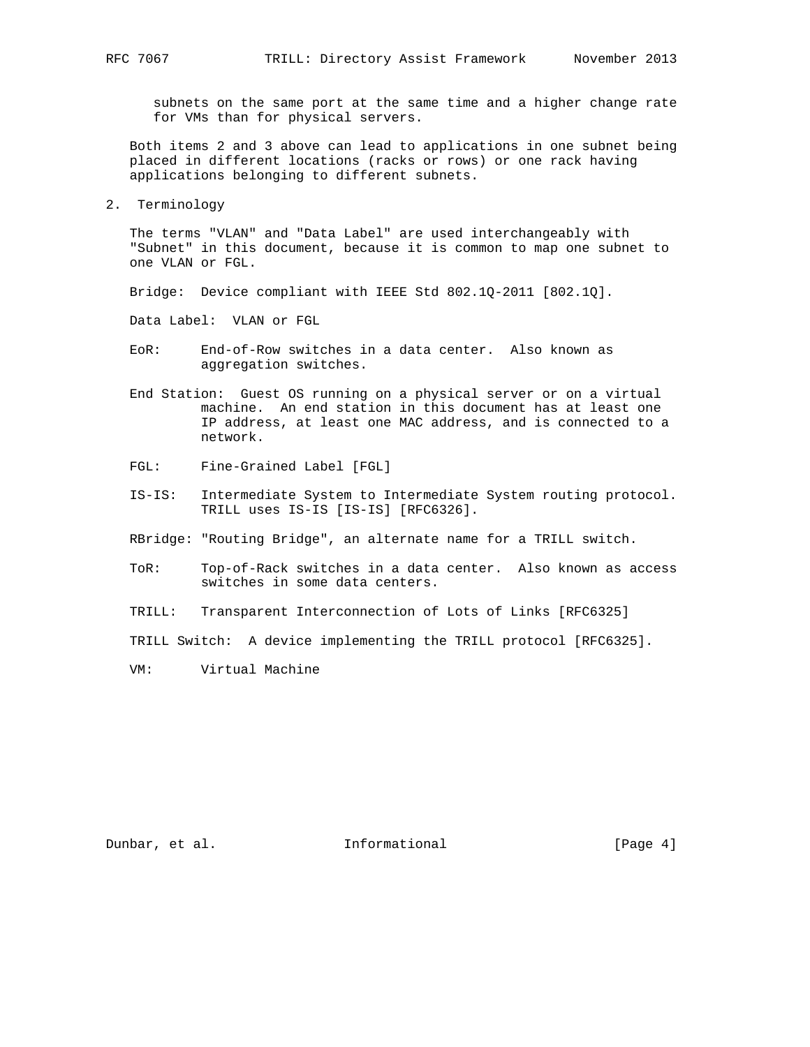subnets on the same port at the same time and a higher change rate for VMs than for physical servers.

Both items 2 and 3 above can lead to applications in one subnet being placed in different locations (racks or rows) or one rack having applications belonging to different subnets.

## 2. Terminology

The terms "VLAN" and "Data Label" are used interchangeably with "Subnet" in this document, because it is common to map one subnet to one VLAN or FGL.

Bridge: Device compliant with IEEE Std 802.1Q-2011 [802.1Q].

Data Label: VLAN or FGL

EoR: End-of-Row switches in a data center. Also known as aggregation switches.

End Station: Guest OS running on a physical server or on a virtual machine. An end station in this document has at least one IP address, at least one MAC address, and is connected to a network.

FGL: Fine-Grained Label [FGL]

IS-IS: Intermediate System to Intermediate System routing protocol. TRILL uses IS-IS [IS-IS] [RFC6326].

RBridge: "Routing Bridge", an alternate name for a TRILL switch.

ToR: Top-of-Rack switches in a data center. Also known as access switches in some data centers.

TRILL: Transparent Interconnection of Lots of Links [RFC6325]

TRILL Switch: A device implementing the TRILL protocol [RFC6325].

VM: Virtual Machine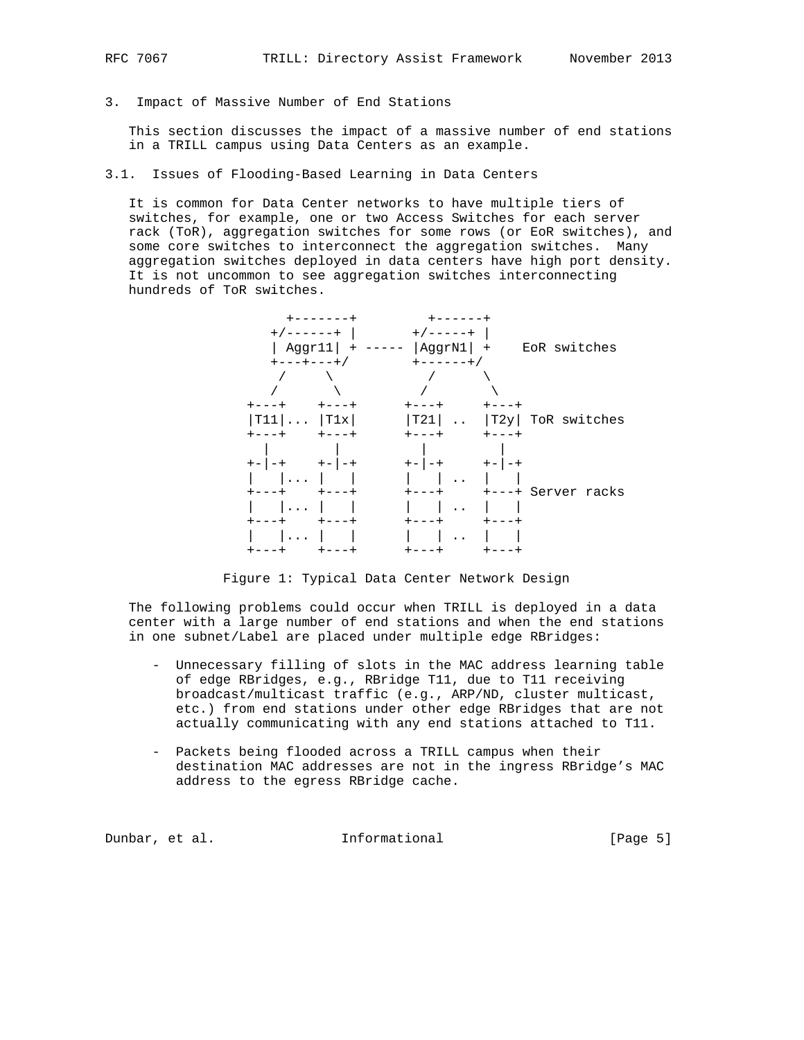## 3. Impact of Massive Number of End Stations

This section discusses the impact of a massive number of end stations in a TRILL campus using Data Centers as an example.

### 3.1. Issues of Flooding-Based Learning in Data Centers

It is common for Data Center networks to have multiple tiers of switches, for example, one or two Access Switches for each server rack (ToR), aggregation switches for some rows (or EoR switches), and some core switches to interconnect the aggregation switches. Many aggregation switches deployed in data centers have high port density. It is not uncommon to see aggregation switches interconnecting hundreds of ToR switches.

```
           +-------+         +------+
          +/------+ |       +/-----+ |
          | Aggr11| + ----- |AggrN1| +    EoR switches
          +---+---+/        +------+/
           /     \            /      \
          /       \          /        \
       +---+    +---+      +---+     +---+
       |T11|... |T1x|      |T21| ..  |T2y| ToR switches
       +---+    +---+      +---+     +---+
         |        |          |         |
       +-|-+    +-|-+      +-|-+     +-|-+
       |   |... |   |      |   | ..  |   |
       +---+    +---+      +---+     +---+ Server racks
       |   |... |   |      |   | ..  |   |
       +---+    +---+      +---+     +---+
       |   |... |   |      |   | ..  |   |
       +---+    +---+      +---+     +---+
```

Figure 1: Typical Data Center Network Design

The following problems could occur when TRILL is deployed in a data center with a large number of end stations and when the end stations in one subnet/Label are placed under multiple edge RBridges:

- Unnecessary filling of slots in the MAC address learning table of edge RBridges, e.g., RBridge T11, due to T11 receiving broadcast/multicast traffic (e.g., ARP/ND, cluster multicast, etc.) from end stations under other edge RBridges that are not actually communicating with any end stations attached to T11.

- Packets being flooded across a TRILL campus when their destination MAC addresses are not in the ingress RBridge's MAC address to the egress RBridge cache.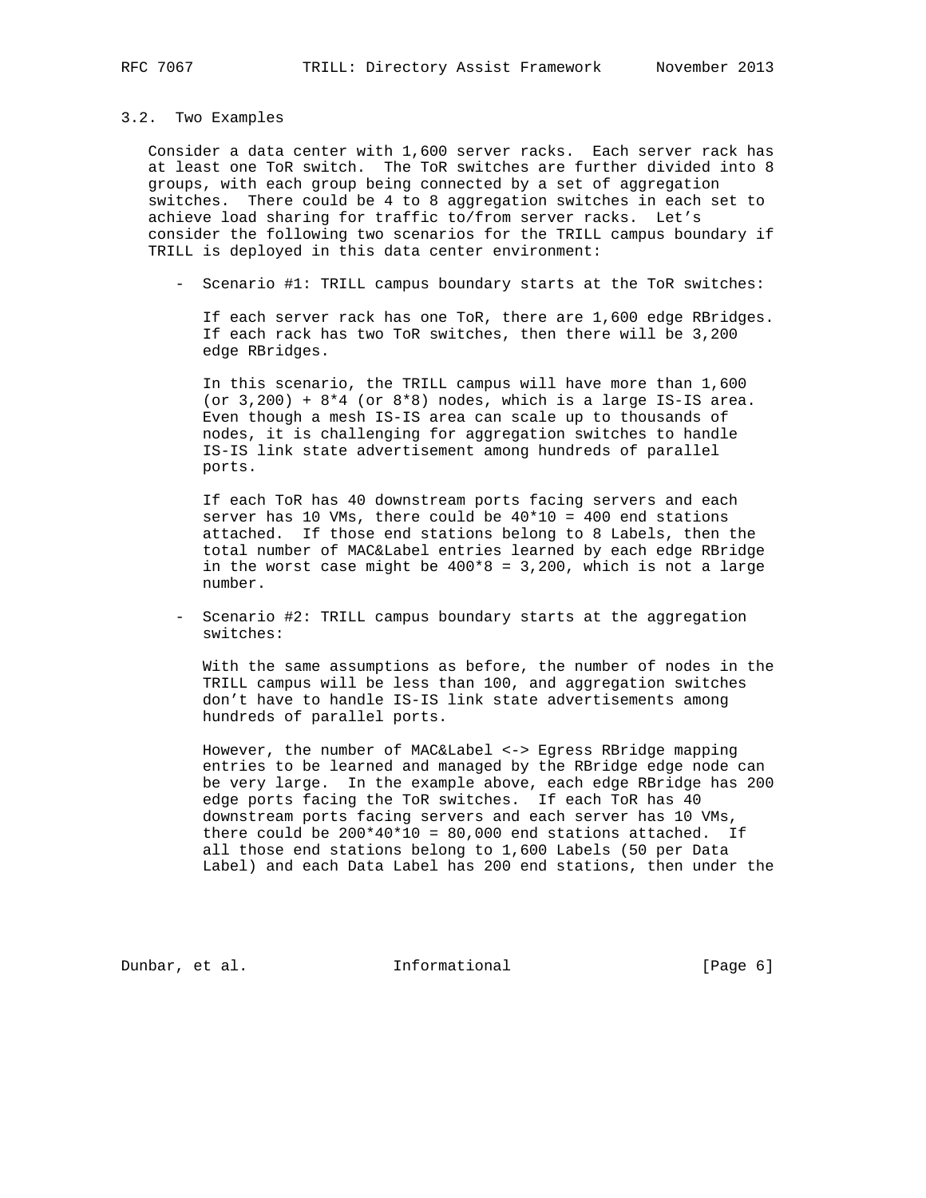### 3.2. Two Examples

Consider a data center with 1,600 server racks. Each server rack has at least one ToR switch. The ToR switches are further divided into 8 groups, with each group being connected by a set of aggregation switches. There could be 4 to 8 aggregation switches in each set to achieve load sharing for traffic to/from server racks. Let's consider the following two scenarios for the TRILL campus boundary if TRILL is deployed in this data center environment:

- Scenario #1: TRILL campus boundary starts at the ToR switches:

  If each server rack has one ToR, there are 1,600 edge RBridges. If each rack has two ToR switches, then there will be 3,200 edge RBridges.

  In this scenario, the TRILL campus will have more than 1,600 (or 3,200) + 8*4 (or 8*8) nodes, which is a large IS-IS area. Even though a mesh IS-IS area can scale up to thousands of nodes, it is challenging for aggregation switches to handle IS-IS link state advertisement among hundreds of parallel ports.

  If each ToR has 40 downstream ports facing servers and each server has 10 VMs, there could be 40*10 = 400 end stations attached. If those end stations belong to 8 Labels, then the total number of MAC&Label entries learned by each edge RBridge in the worst case might be 400*8 = 3,200, which is not a large number.

- Scenario #2: TRILL campus boundary starts at the aggregation switches:

  With the same assumptions as before, the number of nodes in the TRILL campus will be less than 100, and aggregation switches don't have to handle IS-IS link state advertisements among hundreds of parallel ports.

  However, the number of MAC&Label <-> Egress RBridge mapping entries to be learned and managed by the RBridge edge node can be very large. In the example above, each edge RBridge has 200 edge ports facing the ToR switches. If each ToR has 40 downstream ports facing servers and each server has 10 VMs, there could be 200*40*10 = 80,000 end stations attached. If all those end stations belong to 1,600 Labels (50 per Data Label) and each Data Label has 200 end stations, then under the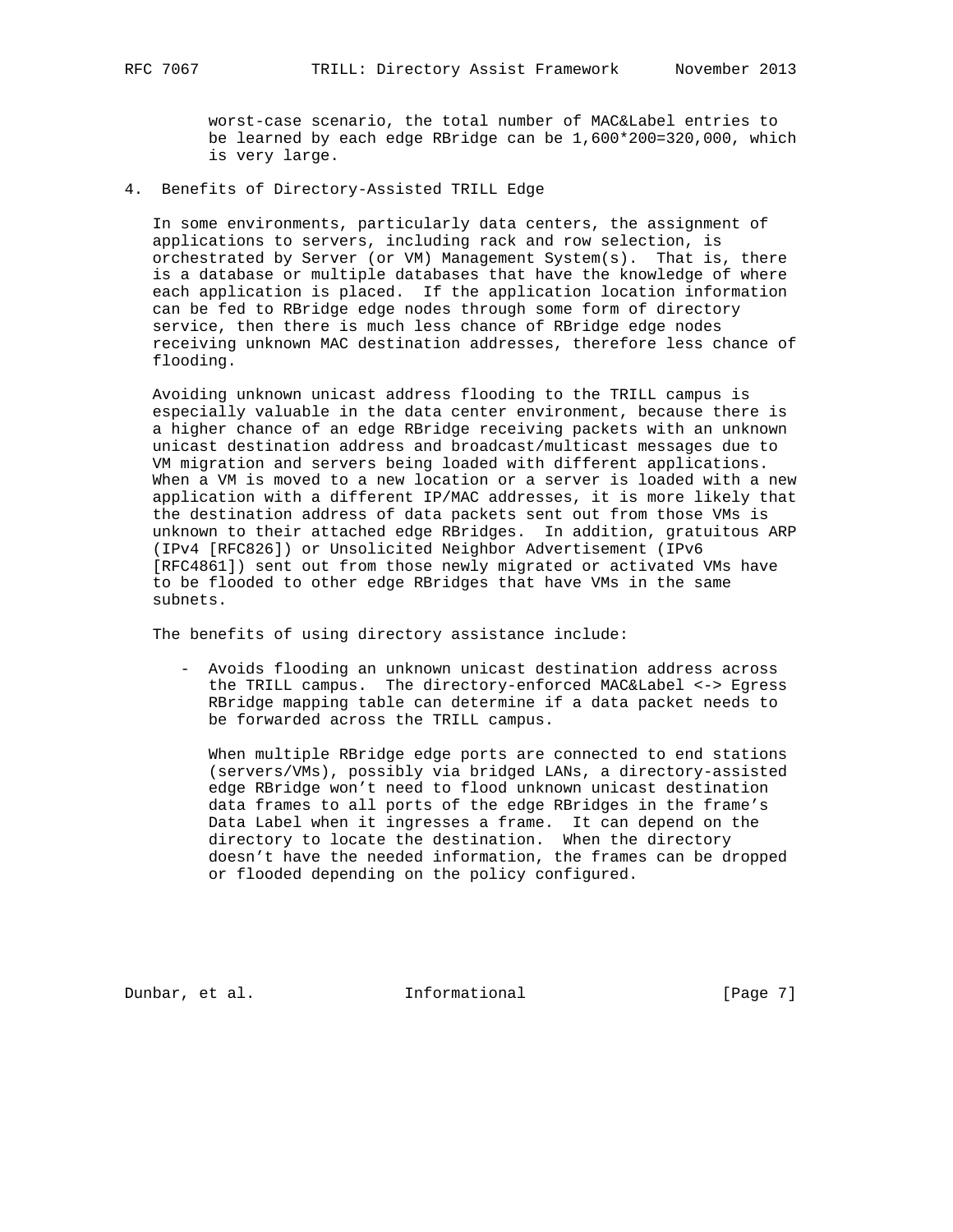worst-case scenario, the total number of MAC&Label entries to be learned by each edge RBridge can be 1,600*200=320,000, which is very large.

## 4. Benefits of Directory-Assisted TRILL Edge

In some environments, particularly data centers, the assignment of applications to servers, including rack and row selection, is orchestrated by Server (or VM) Management System(s). That is, there is a database or multiple databases that have the knowledge of where each application is placed. If the application location information can be fed to RBridge edge nodes through some form of directory service, then there is much less chance of RBridge edge nodes receiving unknown MAC destination addresses, therefore less chance of flooding.

Avoiding unknown unicast address flooding to the TRILL campus is especially valuable in the data center environment, because there is a higher chance of an edge RBridge receiving packets with an unknown unicast destination address and broadcast/multicast messages due to VM migration and servers being loaded with different applications. When a VM is moved to a new location or a server is loaded with a new application with a different IP/MAC addresses, it is more likely that the destination address of data packets sent out from those VMs is unknown to their attached edge RBridges. In addition, gratuitous ARP (IPv4 [RFC826]) or Unsolicited Neighbor Advertisement (IPv6 [RFC4861]) sent out from those newly migrated or activated VMs have to be flooded to other edge RBridges that have VMs in the same subnets.

The benefits of using directory assistance include:

- Avoids flooding an unknown unicast destination address across the TRILL campus. The directory-enforced MAC&Label <-> Egress RBridge mapping table can determine if a data packet needs to be forwarded across the TRILL campus.

  When multiple RBridge edge ports are connected to end stations (servers/VMs), possibly via bridged LANs, a directory-assisted edge RBridge won't need to flood unknown unicast destination data frames to all ports of the edge RBridges in the frame's Data Label when it ingresses a frame. It can depend on the directory to locate the destination. When the directory doesn't have the needed information, the frames can be dropped or flooded depending on the policy configured.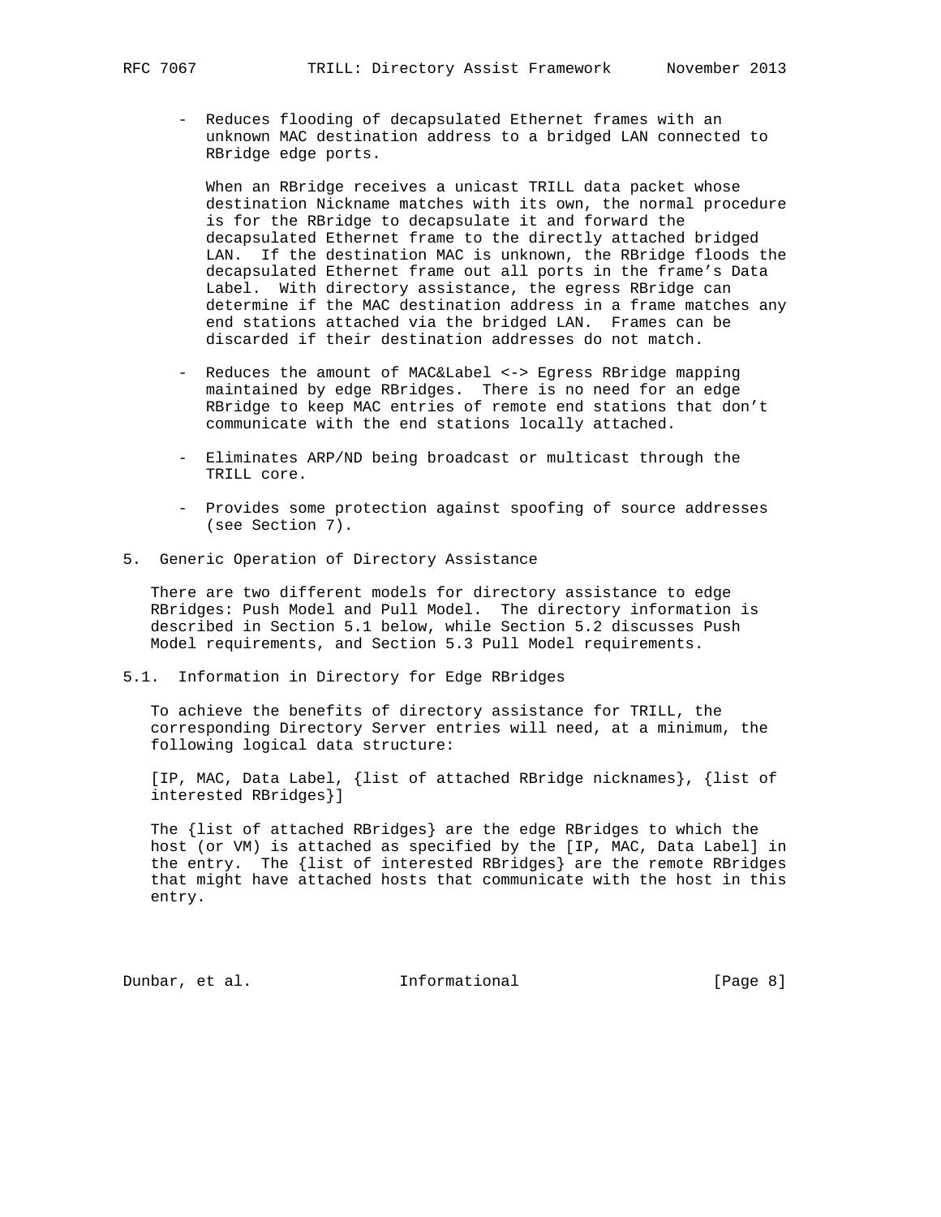- Reduces flooding of decapsulated Ethernet frames with an unknown MAC destination address to a bridged LAN connected to RBridge edge ports.

  When an RBridge receives a unicast TRILL data packet whose destination Nickname matches with its own, the normal procedure is for the RBridge to decapsulate it and forward the decapsulated Ethernet frame to the directly attached bridged LAN. If the destination MAC is unknown, the RBridge floods the decapsulated Ethernet frame out all ports in the frame's Data Label. With directory assistance, the egress RBridge can determine if the MAC destination address in a frame matches any end stations attached via the bridged LAN. Frames can be discarded if their destination addresses do not match.

- Reduces the amount of MAC&Label <-> Egress RBridge mapping maintained by edge RBridges. There is no need for an edge RBridge to keep MAC entries of remote end stations that don't communicate with the end stations locally attached.

- Eliminates ARP/ND being broadcast or multicast through the TRILL core.

- Provides some protection against spoofing of source addresses (see Section 7).

## 5. Generic Operation of Directory Assistance

There are two different models for directory assistance to edge RBridges: Push Model and Pull Model. The directory information is described in Section 5.1 below, while Section 5.2 discusses Push Model requirements, and Section 5.3 Pull Model requirements.

### 5.1. Information in Directory for Edge RBridges

To achieve the benefits of directory assistance for TRILL, the corresponding Directory Server entries will need, at a minimum, the following logical data structure:

[IP, MAC, Data Label, {list of attached RBridge nicknames}, {list of interested RBridges}]

The {list of attached RBridges} are the edge RBridges to which the host (or VM) is attached as specified by the [IP, MAC, Data Label] in the entry. The {list of interested RBridges} are the remote RBridges that might have attached hosts that communicate with the host in this entry.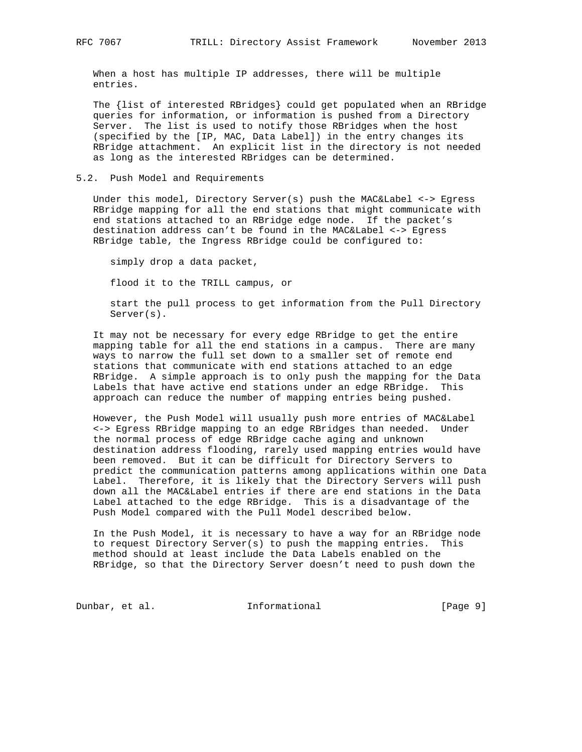When a host has multiple IP addresses, there will be multiple entries.

The {list of interested RBridges} could get populated when an RBridge queries for information, or information is pushed from a Directory Server. The list is used to notify those RBridges when the host (specified by the [IP, MAC, Data Label]) in the entry changes its RBridge attachment. An explicit list in the directory is not needed as long as the interested RBridges can be determined.

## 5.2. Push Model and Requirements

Under this model, Directory Server(s) push the MAC&Label <-> Egress RBridge mapping for all the end stations that might communicate with end stations attached to an RBridge edge node. If the packet's destination address can't be found in the MAC&Label <-> Egress RBridge table, the Ingress RBridge could be configured to:

simply drop a data packet,

flood it to the TRILL campus, or

start the pull process to get information from the Pull Directory Server(s).

It may not be necessary for every edge RBridge to get the entire mapping table for all the end stations in a campus. There are many ways to narrow the full set down to a smaller set of remote end stations that communicate with end stations attached to an edge RBridge. A simple approach is to only push the mapping for the Data Labels that have active end stations under an edge RBridge. This approach can reduce the number of mapping entries being pushed.

However, the Push Model will usually push more entries of MAC&Label <-> Egress RBridge mapping to an edge RBridges than needed. Under the normal process of edge RBridge cache aging and unknown destination address flooding, rarely used mapping entries would have been removed. But it can be difficult for Directory Servers to predict the communication patterns among applications within one Data Label. Therefore, it is likely that the Directory Servers will push down all the MAC&Label entries if there are end stations in the Data Label attached to the edge RBridge. This is a disadvantage of the Push Model compared with the Pull Model described below.

In the Push Model, it is necessary to have a way for an RBridge node to request Directory Server(s) to push the mapping entries. This method should at least include the Data Labels enabled on the RBridge, so that the Directory Server doesn't need to push down the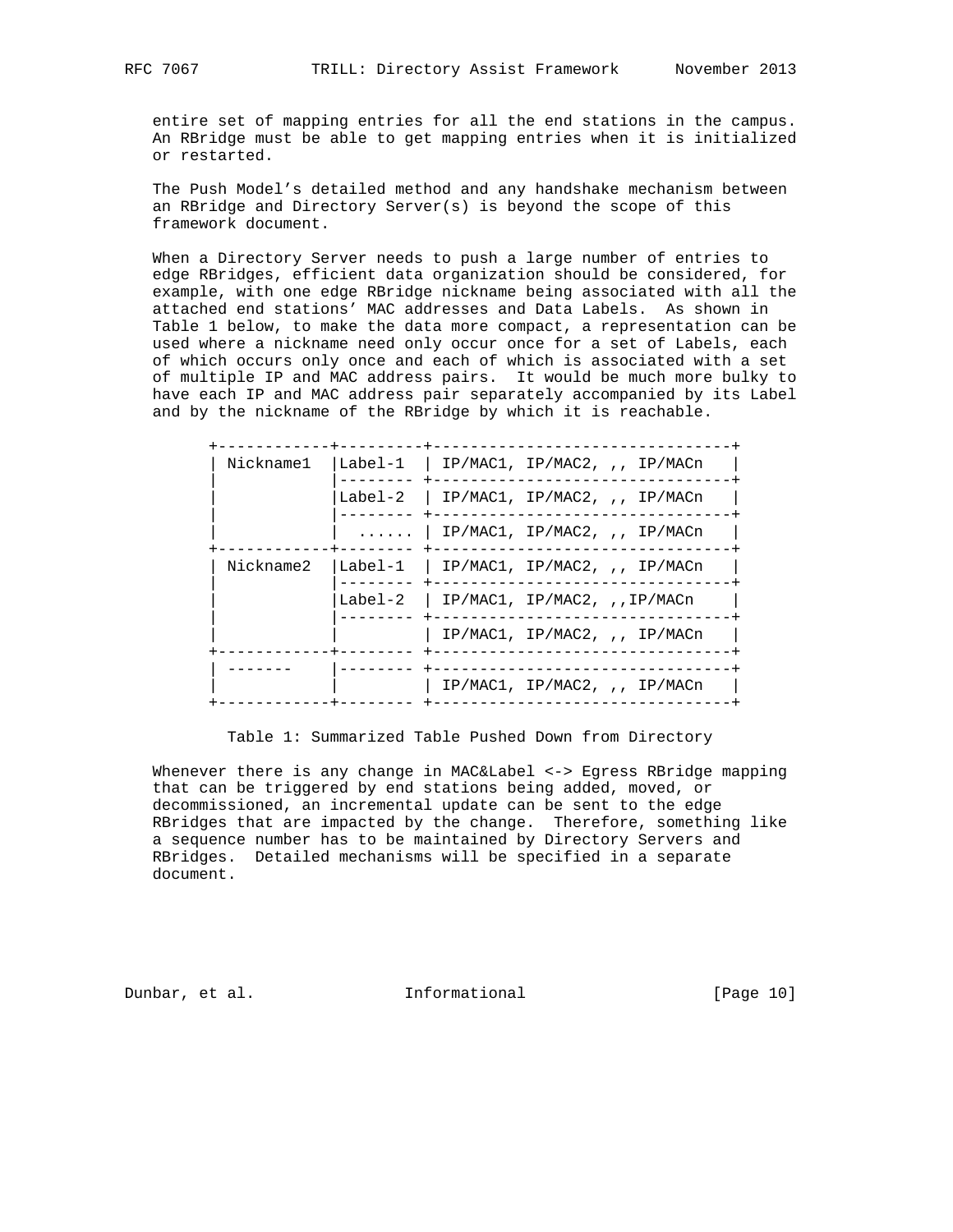entire set of mapping entries for all the end stations in the campus. An RBridge must be able to get mapping entries when it is initialized or restarted.

The Push Model's detailed method and any handshake mechanism between an RBridge and Directory Server(s) is beyond the scope of this framework document.

When a Directory Server needs to push a large number of entries to edge RBridges, efficient data organization should be considered, for example, with one edge RBridge nickname being associated with all the attached end stations' MAC addresses and Data Labels. As shown in Table 1 below, to make the data more compact, a representation can be used where a nickname need only occur once for a set of Labels, each of which occurs only once and each of which is associated with a set of multiple IP and MAC address pairs. It would be much more bulky to have each IP and MAC address pair separately accompanied by its Label and by the nickname of the RBridge by which it is reachable.

```
+------------+---------+--------------------------------+
| Nickname1  |Label-1  | IP/MAC1, IP/MAC2, ,, IP/MACn   |
|            |-------- +--------------------------------+
|            |Label-2  | IP/MAC1, IP/MAC2, ,, IP/MACn   |
|            |-------- +--------------------------------+
|            |  ...... | IP/MAC1, IP/MAC2, ,, IP/MACn   |
+------------+-------- +--------------------------------+
| Nickname2  |Label-1  | IP/MAC1, IP/MAC2, ,, IP/MACn   |
|            |-------- +--------------------------------+
|            |Label-2  | IP/MAC1, IP/MAC2, ,,IP/MACn    |
|            |-------- +--------------------------------+
|            |         | IP/MAC1, IP/MAC2, ,, IP/MACn   |
+------------+-------- +--------------------------------+
| -------    |-------- +--------------------------------+
|            |         | IP/MAC1, IP/MAC2, ,, IP/MACn   |
+------------+-------- +--------------------------------+
```

Table 1: Summarized Table Pushed Down from Directory

Whenever there is any change in MAC&Label <-> Egress RBridge mapping that can be triggered by end stations being added, moved, or decommissioned, an incremental update can be sent to the edge RBridges that are impacted by the change. Therefore, something like a sequence number has to be maintained by Directory Servers and RBridges. Detailed mechanisms will be specified in a separate document.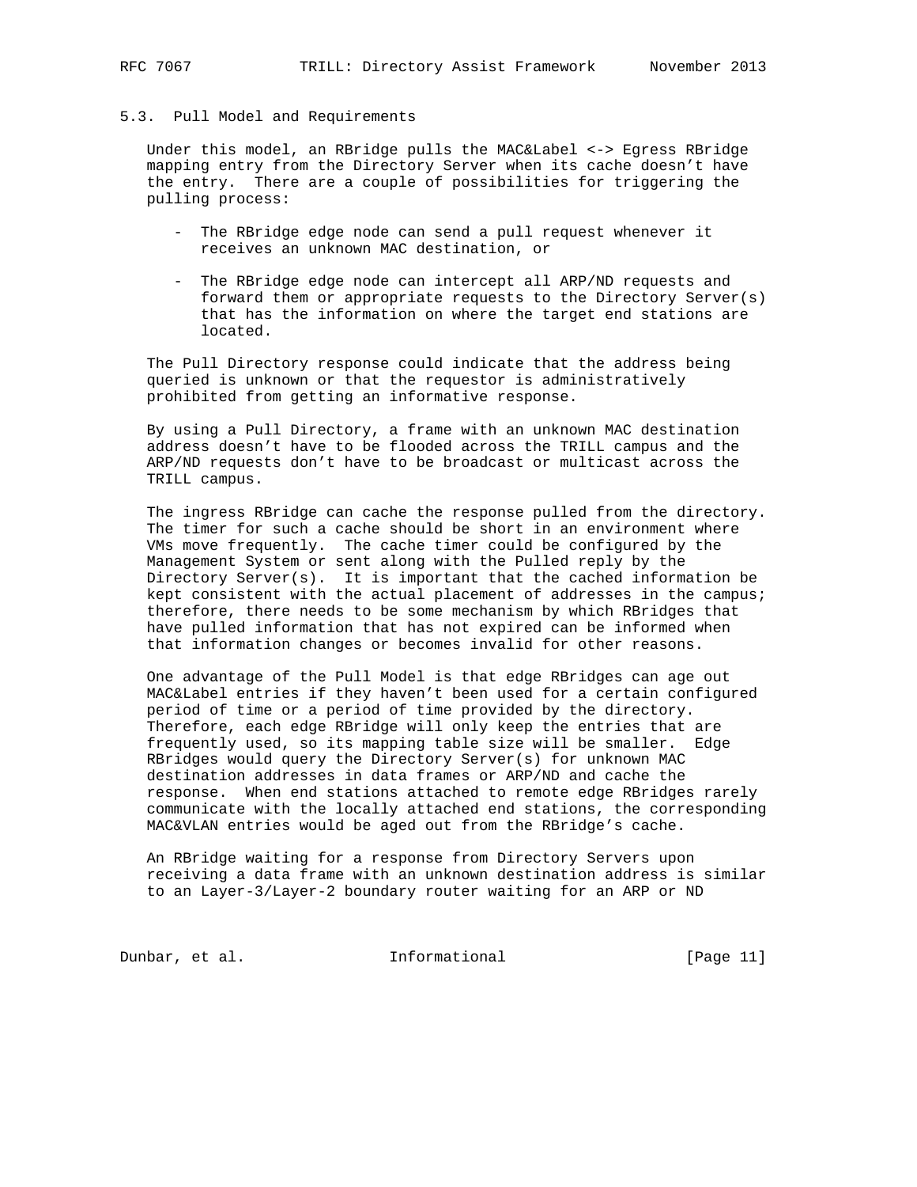### 5.3. Pull Model and Requirements

Under this model, an RBridge pulls the MAC&Label <-> Egress RBridge mapping entry from the Directory Server when its cache doesn't have the entry. There are a couple of possibilities for triggering the pulling process:

- The RBridge edge node can send a pull request whenever it receives an unknown MAC destination, or
- The RBridge edge node can intercept all ARP/ND requests and forward them or appropriate requests to the Directory Server(s) that has the information on where the target end stations are located.

The Pull Directory response could indicate that the address being queried is unknown or that the requestor is administratively prohibited from getting an informative response.

By using a Pull Directory, a frame with an unknown MAC destination address doesn't have to be flooded across the TRILL campus and the ARP/ND requests don't have to be broadcast or multicast across the TRILL campus.

The ingress RBridge can cache the response pulled from the directory. The timer for such a cache should be short in an environment where VMs move frequently. The cache timer could be configured by the Management System or sent along with the Pulled reply by the Directory Server(s). It is important that the cached information be kept consistent with the actual placement of addresses in the campus; therefore, there needs to be some mechanism by which RBridges that have pulled information that has not expired can be informed when that information changes or becomes invalid for other reasons.

One advantage of the Pull Model is that edge RBridges can age out MAC&Label entries if they haven't been used for a certain configured period of time or a period of time provided by the directory. Therefore, each edge RBridge will only keep the entries that are frequently used, so its mapping table size will be smaller. Edge RBridges would query the Directory Server(s) for unknown MAC destination addresses in data frames or ARP/ND and cache the response. When end stations attached to remote edge RBridges rarely communicate with the locally attached end stations, the corresponding MAC&VLAN entries would be aged out from the RBridge's cache.

An RBridge waiting for a response from Directory Servers upon receiving a data frame with an unknown destination address is similar to an Layer-3/Layer-2 boundary router waiting for an ARP or ND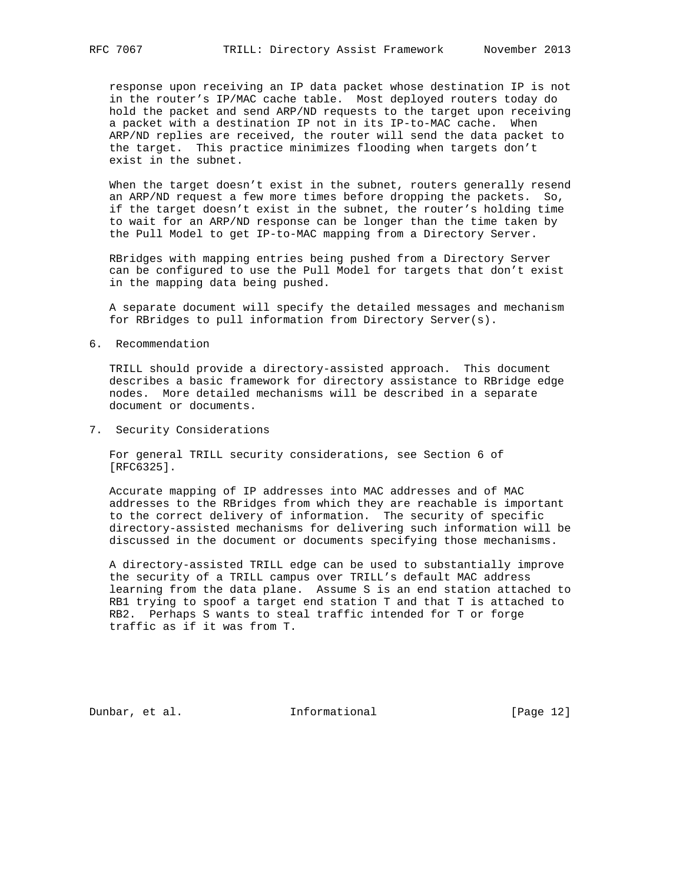response upon receiving an IP data packet whose destination IP is not in the router's IP/MAC cache table. Most deployed routers today do hold the packet and send ARP/ND requests to the target upon receiving a packet with a destination IP not in its IP-to-MAC cache. When ARP/ND replies are received, the router will send the data packet to the target. This practice minimizes flooding when targets don't exist in the subnet.

When the target doesn't exist in the subnet, routers generally resend an ARP/ND request a few more times before dropping the packets. So, if the target doesn't exist in the subnet, the router's holding time to wait for an ARP/ND response can be longer than the time taken by the Pull Model to get IP-to-MAC mapping from a Directory Server.

RBridges with mapping entries being pushed from a Directory Server can be configured to use the Pull Model for targets that don't exist in the mapping data being pushed.

A separate document will specify the detailed messages and mechanism for RBridges to pull information from Directory Server(s).

## 6. Recommendation

TRILL should provide a directory-assisted approach. This document describes a basic framework for directory assistance to RBridge edge nodes. More detailed mechanisms will be described in a separate document or documents.

## 7. Security Considerations

For general TRILL security considerations, see Section 6 of [RFC6325].

Accurate mapping of IP addresses into MAC addresses and of MAC addresses to the RBridges from which they are reachable is important to the correct delivery of information. The security of specific directory-assisted mechanisms for delivering such information will be discussed in the document or documents specifying those mechanisms.

A directory-assisted TRILL edge can be used to substantially improve the security of a TRILL campus over TRILL's default MAC address learning from the data plane. Assume S is an end station attached to RB1 trying to spoof a target end station T and that T is attached to RB2. Perhaps S wants to steal traffic intended for T or forge traffic as if it was from T.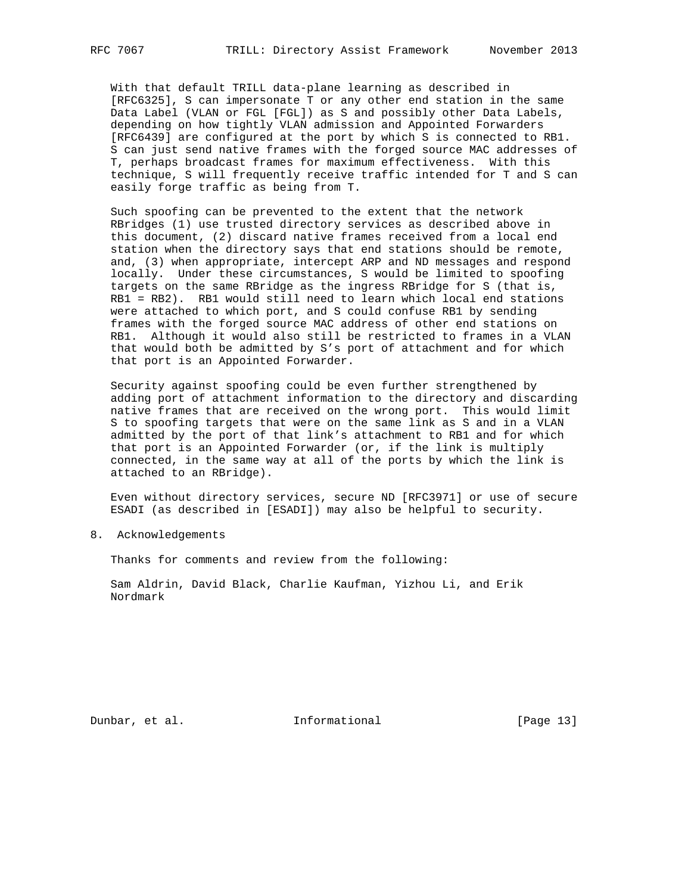With that default TRILL data-plane learning as described in [RFC6325], S can impersonate T or any other end station in the same Data Label (VLAN or FGL [FGL]) as S and possibly other Data Labels, depending on how tightly VLAN admission and Appointed Forwarders [RFC6439] are configured at the port by which S is connected to RB1. S can just send native frames with the forged source MAC addresses of T, perhaps broadcast frames for maximum effectiveness. With this technique, S will frequently receive traffic intended for T and S can easily forge traffic as being from T.

Such spoofing can be prevented to the extent that the network RBridges (1) use trusted directory services as described above in this document, (2) discard native frames received from a local end station when the directory says that end stations should be remote, and, (3) when appropriate, intercept ARP and ND messages and respond locally. Under these circumstances, S would be limited to spoofing targets on the same RBridge as the ingress RBridge for S (that is, RB1 = RB2). RB1 would still need to learn which local end stations were attached to which port, and S could confuse RB1 by sending frames with the forged source MAC address of other end stations on RB1. Although it would also still be restricted to frames in a VLAN that would both be admitted by S's port of attachment and for which that port is an Appointed Forwarder.

Security against spoofing could be even further strengthened by adding port of attachment information to the directory and discarding native frames that are received on the wrong port. This would limit S to spoofing targets that were on the same link as S and in a VLAN admitted by the port of that link's attachment to RB1 and for which that port is an Appointed Forwarder (or, if the link is multiply connected, in the same way at all of the ports by which the link is attached to an RBridge).

Even without directory services, secure ND [RFC3971] or use of secure ESADI (as described in [ESADI]) may also be helpful to security.

## 8. Acknowledgements

Thanks for comments and review from the following:

Sam Aldrin, David Black, Charlie Kaufman, Yizhou Li, and Erik Nordmark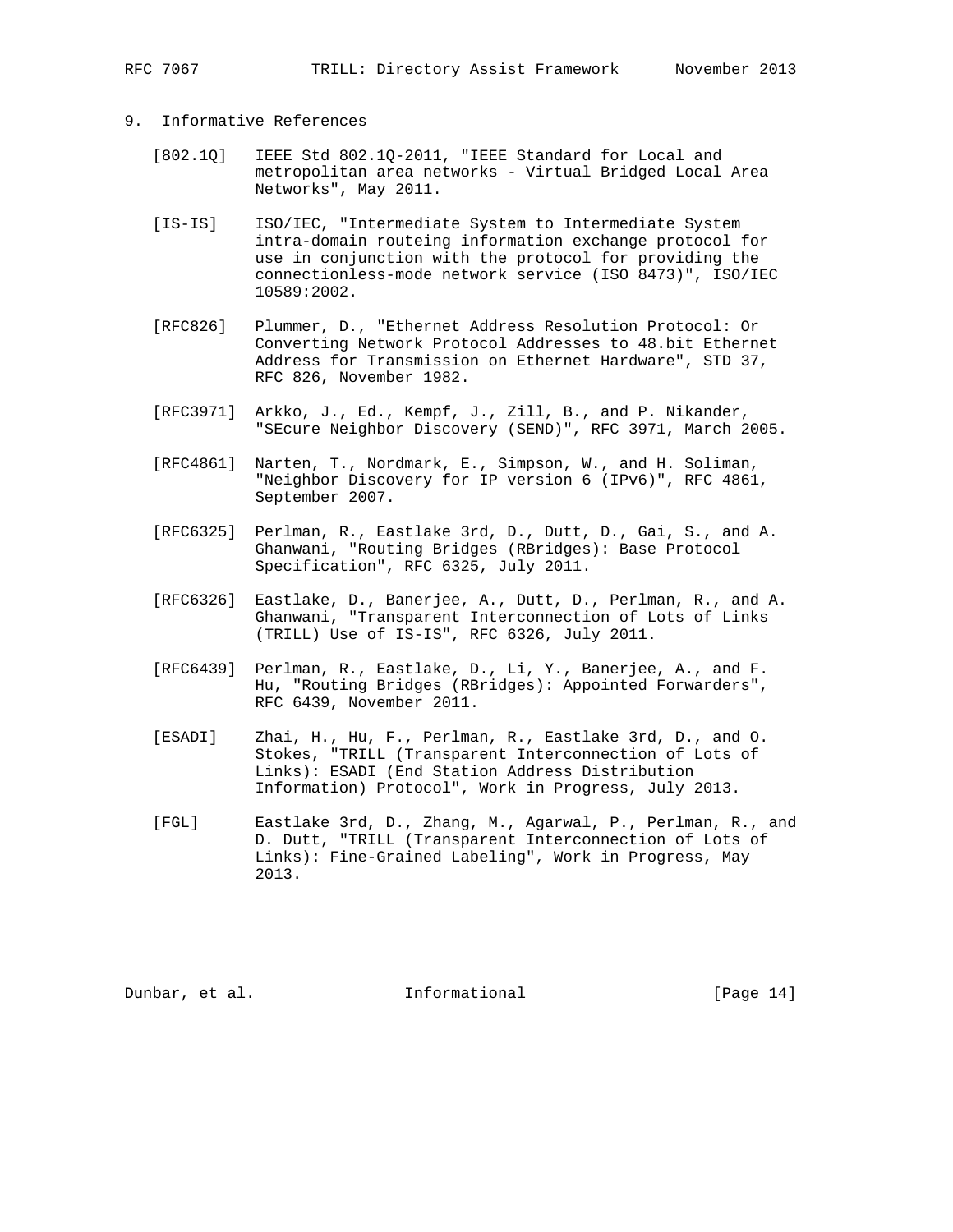## 9. Informative References

[802.1Q] IEEE Std 802.1Q-2011, "IEEE Standard for Local and metropolitan area networks - Virtual Bridged Local Area Networks", May 2011.

[IS-IS] ISO/IEC, "Intermediate System to Intermediate System intra-domain routeing information exchange protocol for use in conjunction with the protocol for providing the connectionless-mode network service (ISO 8473)", ISO/IEC 10589:2002.

[RFC826] Plummer, D., "Ethernet Address Resolution Protocol: Or Converting Network Protocol Addresses to 48.bit Ethernet Address for Transmission on Ethernet Hardware", STD 37, RFC 826, November 1982.

[RFC3971] Arkko, J., Ed., Kempf, J., Zill, B., and P. Nikander, "SEcure Neighbor Discovery (SEND)", RFC 3971, March 2005.

[RFC4861] Narten, T., Nordmark, E., Simpson, W., and H. Soliman, "Neighbor Discovery for IP version 6 (IPv6)", RFC 4861, September 2007.

[RFC6325] Perlman, R., Eastlake 3rd, D., Dutt, D., Gai, S., and A. Ghanwani, "Routing Bridges (RBridges): Base Protocol Specification", RFC 6325, July 2011.

[RFC6326] Eastlake, D., Banerjee, A., Dutt, D., Perlman, R., and A. Ghanwani, "Transparent Interconnection of Lots of Links (TRILL) Use of IS-IS", RFC 6326, July 2011.

[RFC6439] Perlman, R., Eastlake, D., Li, Y., Banerjee, A., and F. Hu, "Routing Bridges (RBridges): Appointed Forwarders", RFC 6439, November 2011.

[ESADI] Zhai, H., Hu, F., Perlman, R., Eastlake 3rd, D., and O. Stokes, "TRILL (Transparent Interconnection of Lots of Links): ESADI (End Station Address Distribution Information) Protocol", Work in Progress, July 2013.

[FGL] Eastlake 3rd, D., Zhang, M., Agarwal, P., Perlman, R., and D. Dutt, "TRILL (Transparent Interconnection of Lots of Links): Fine-Grained Labeling", Work in Progress, May 2013.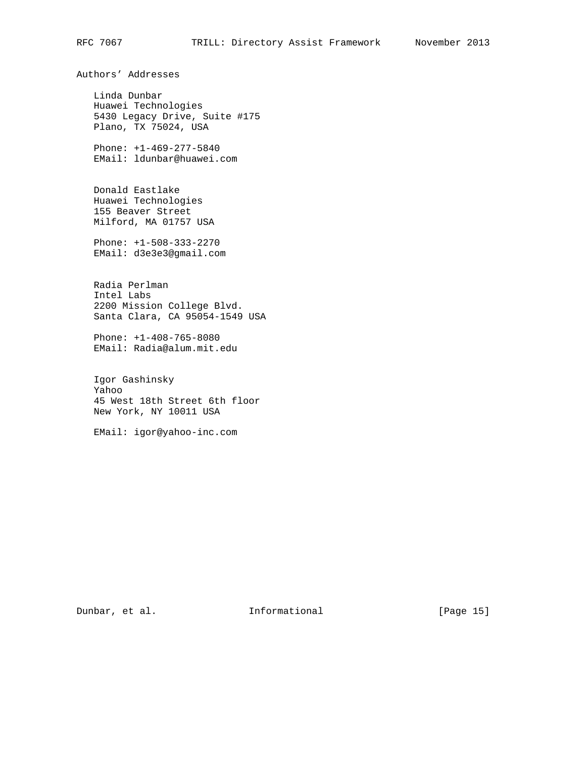# Authors' Addresses

Linda Dunbar
Huawei Technologies
5430 Legacy Drive, Suite #175
Plano, TX 75024, USA

Phone: +1-469-277-5840
EMail: ldunbar@huawei.com

Donald Eastlake
Huawei Technologies
155 Beaver Street
Milford, MA 01757 USA

Phone: +1-508-333-2270
EMail: d3e3e3@gmail.com

Radia Perlman
Intel Labs
2200 Mission College Blvd.
Santa Clara, CA 95054-1549 USA

Phone: +1-408-765-8080
EMail: Radia@alum.mit.edu

Igor Gashinsky
Yahoo
45 West 18th Street 6th floor
New York, NY 10011 USA

EMail: igor@yahoo-inc.com